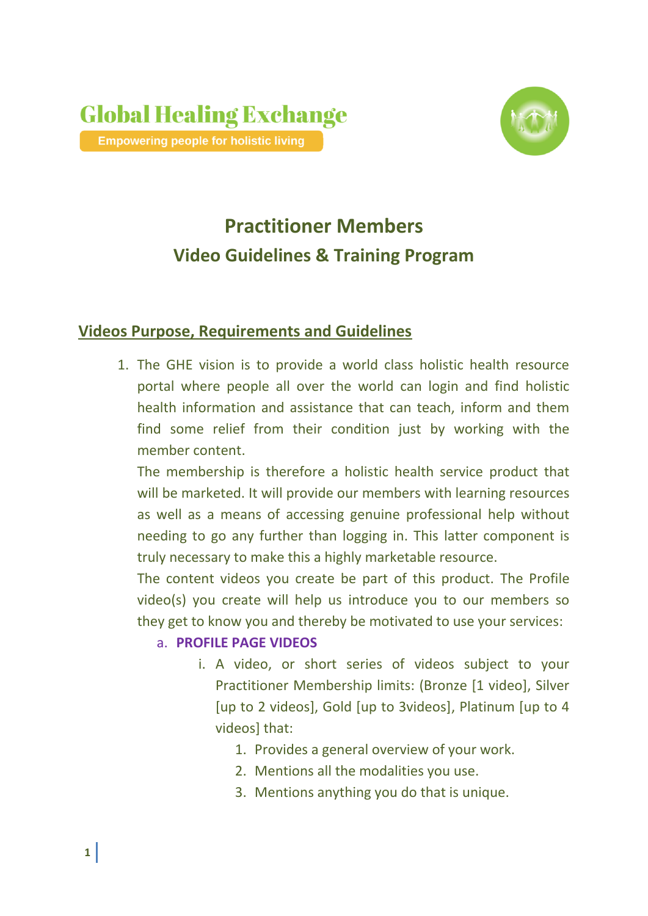Global Healing Exchange

Empowering people for holistic living

# Practitioner Members
## Video Guidelines & Training Program

### Videos Purpose, Requirements and Guidelines

1. The GHE vision is to provide a world class holistic health resource portal where people all over the world can login and find holistic health information and assistance that can teach, inform and them find some relief from their condition just by working with the member content.

   The membership is therefore a holistic health service product that will be marketed. It will provide our members with learning resources as well as a means of accessing genuine professional help without needing to go any further than logging in. This latter component is truly necessary to make this a highly marketable resource.

   The content videos you create be part of this product. The Profile video(s) you create will help us introduce you to our members so they get to know you and thereby be motivated to use your services:

   a. **PROFILE PAGE VIDEOS**

      i. A video, or short series of videos subject to your Practitioner Membership limits: (Bronze [1 video], Silver [up to 2 videos], Gold [up to 3videos], Platinum [up to 4 videos] that:

         1. Provides a general overview of your work.
         2. Mentions all the modalities you use.
         3. Mentions anything you do that is unique.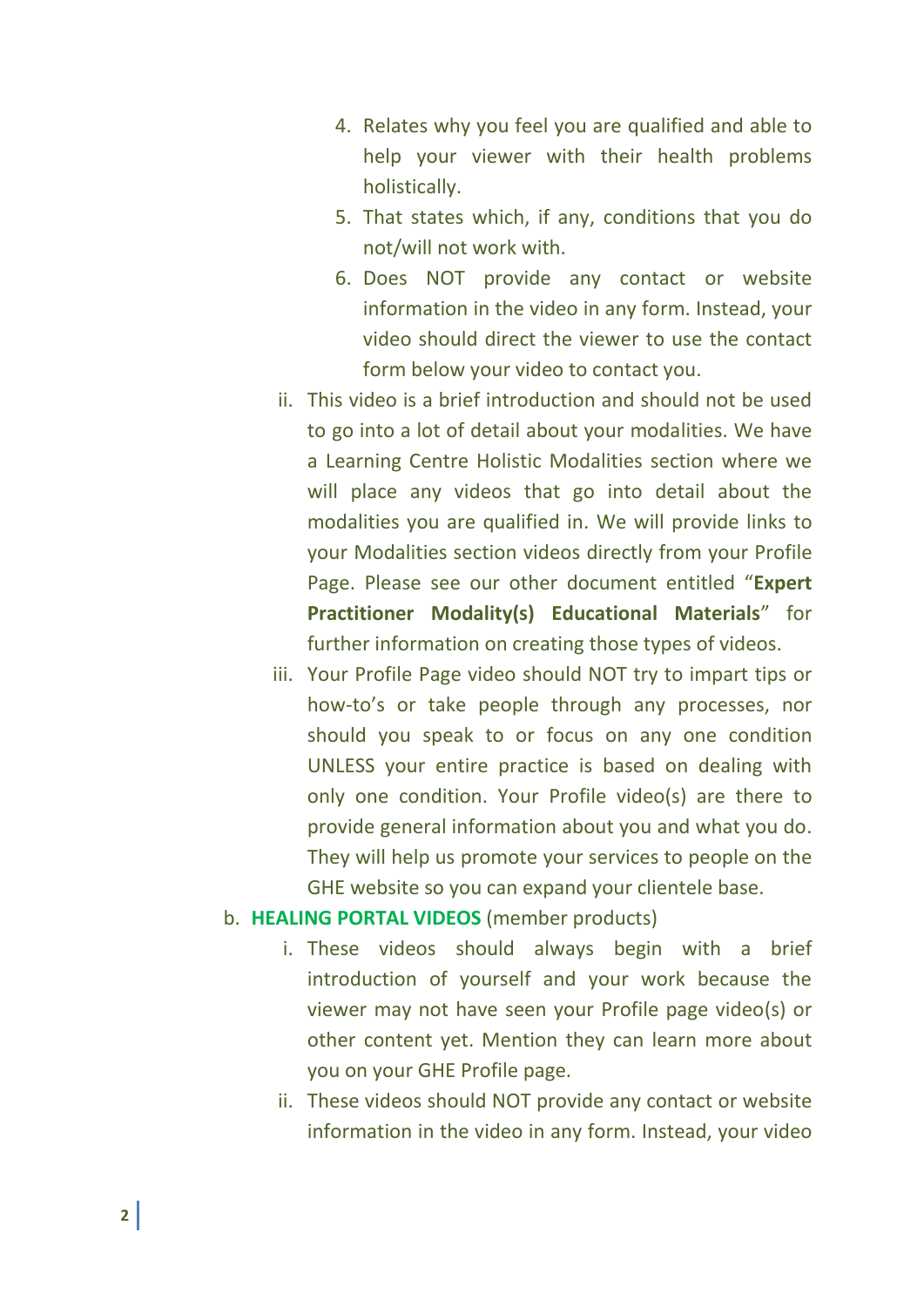4. Relates why you feel you are qualified and able to help your viewer with their health problems holistically.
5. That states which, if any, conditions that you do not/will not work with.
6. Does NOT provide any contact or website information in the video in any form. Instead, your video should direct the viewer to use the contact form below your video to contact you.

ii. This video is a brief introduction and should not be used to go into a lot of detail about your modalities. We have a Learning Centre Holistic Modalities section where we will place any videos that go into detail about the modalities you are qualified in. We will provide links to your Modalities section videos directly from your Profile Page. Please see our other document entitled "**Expert Practitioner Modality(s) Educational Materials**" for further information on creating those types of videos.

iii. Your Profile Page video should NOT try to impart tips or how-to's or take people through any processes, nor should you speak to or focus on any one condition UNLESS your entire practice is based on dealing with only one condition. Your Profile video(s) are there to provide general information about you and what you do. They will help us promote your services to people on the GHE website so you can expand your clientele base.

b. **HEALING PORTAL VIDEOS** (member products)

i. These videos should always begin with a brief introduction of yourself and your work because the viewer may not have seen your Profile page video(s) or other content yet. Mention they can learn more about you on your GHE Profile page.

ii. These videos should NOT provide any contact or website information in the video in any form. Instead, your video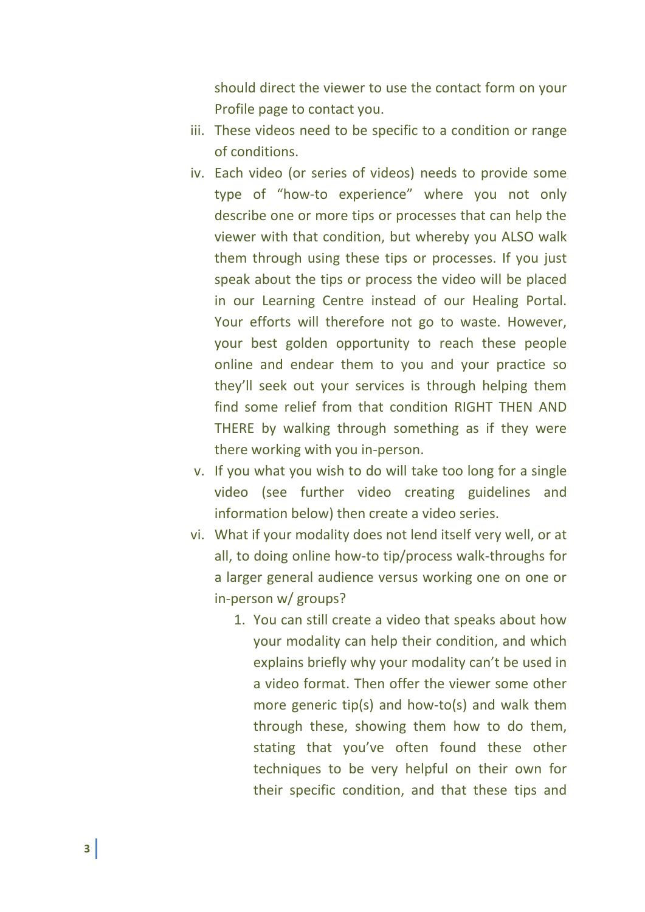should direct the viewer to use the contact form on your Profile page to contact you.

iii. These videos need to be specific to a condition or range of conditions.

iv. Each video (or series of videos) needs to provide some type of "how-to experience" where you not only describe one or more tips or processes that can help the viewer with that condition, but whereby you ALSO walk them through using these tips or processes. If you just speak about the tips or process the video will be placed in our Learning Centre instead of our Healing Portal. Your efforts will therefore not go to waste. However, your best golden opportunity to reach these people online and endear them to you and your practice so they'll seek out your services is through helping them find some relief from that condition RIGHT THEN AND THERE by walking through something as if they were there working with you in-person.

v. If you what you wish to do will take too long for a single video (see further video creating guidelines and information below) then create a video series.

vi. What if your modality does not lend itself very well, or at all, to doing online how-to tip/process walk-throughs for a larger general audience versus working one on one or in-person w/ groups?

   1. You can still create a video that speaks about how your modality can help their condition, and which explains briefly why your modality can't be used in a video format. Then offer the viewer some other more generic tip(s) and how-to(s) and walk them through these, showing them how to do them, stating that you've often found these other techniques to be very helpful on their own for their specific condition, and that these tips and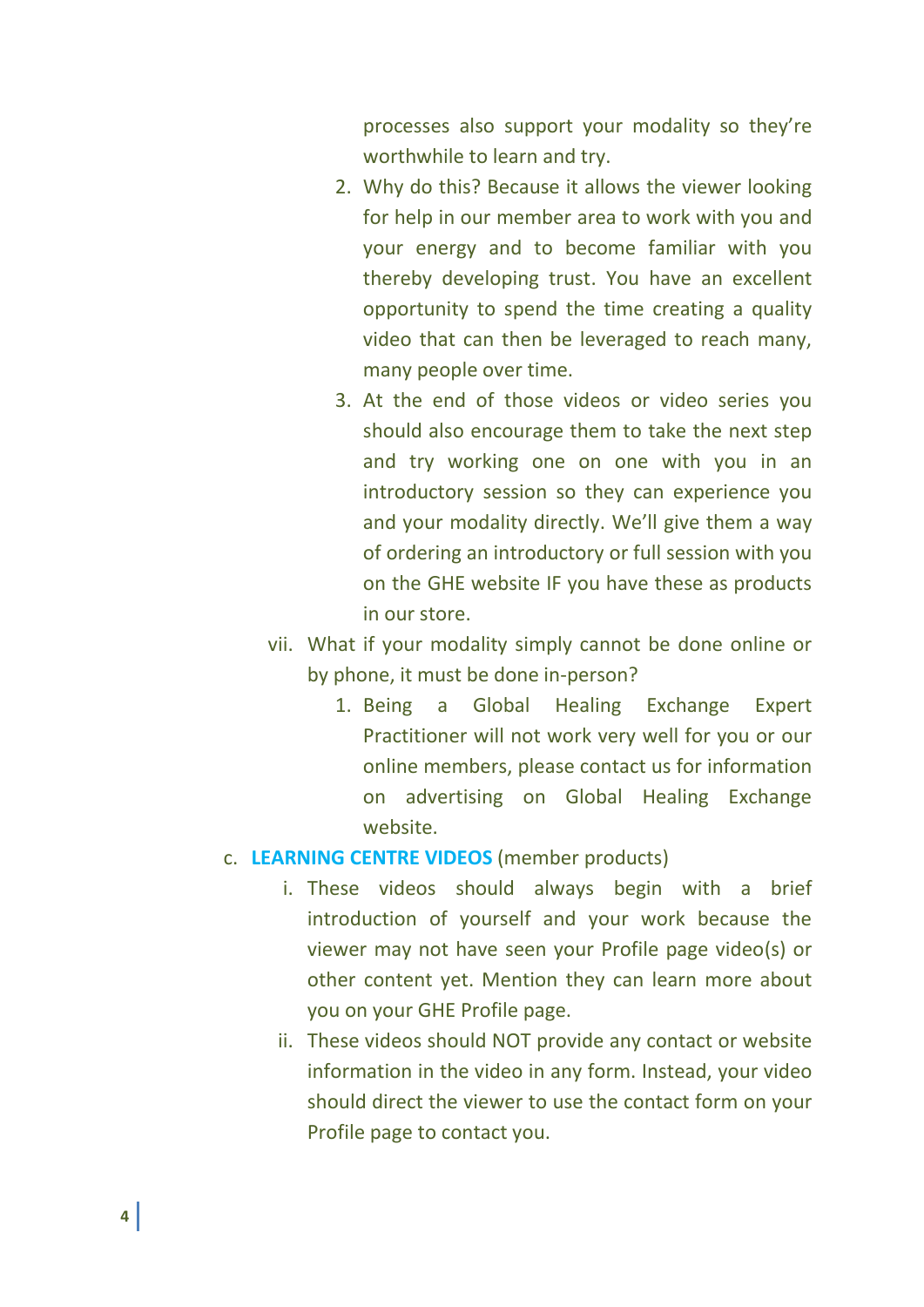processes also support your modality so they're worthwhile to learn and try.

2. Why do this? Because it allows the viewer looking for help in our member area to work with you and your energy and to become familiar with you thereby developing trust. You have an excellent opportunity to spend the time creating a quality video that can then be leveraged to reach many, many people over time.
3. At the end of those videos or video series you should also encourage them to take the next step and try working one on one with you in an introductory session so they can experience you and your modality directly. We'll give them a way of ordering an introductory or full session with you on the GHE website IF you have these as products in our store.

vii. What if your modality simply cannot be done online or by phone, it must be done in-person?

1. Being a Global Healing Exchange Expert Practitioner will not work very well for you or our online members, please contact us for information on advertising on Global Healing Exchange website.

c. **LEARNING CENTRE VIDEOS** (member products)

i. These videos should always begin with a brief introduction of yourself and your work because the viewer may not have seen your Profile page video(s) or other content yet. Mention they can learn more about you on your GHE Profile page.

ii. These videos should NOT provide any contact or website information in the video in any form. Instead, your video should direct the viewer to use the contact form on your Profile page to contact you.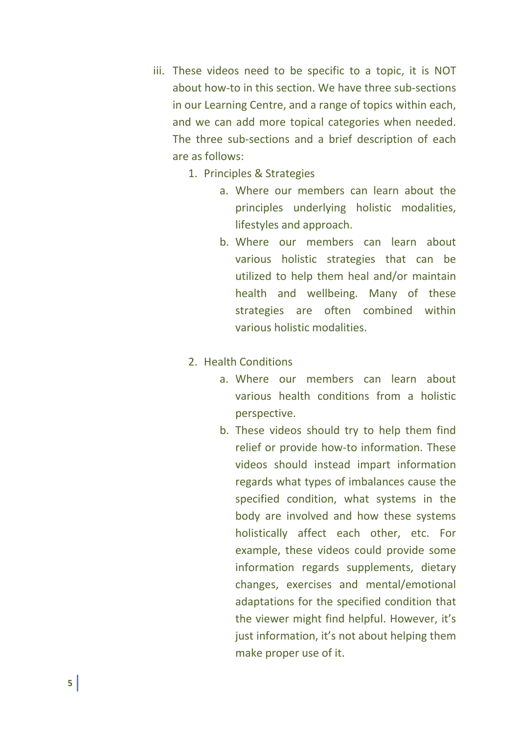iii. These videos need to be specific to a topic, it is NOT about how-to in this section. We have three sub-sections in our Learning Centre, and a range of topics within each, and we can add more topical categories when needed. The three sub-sections and a brief description of each are as follows:

   1. Principles & Strategies
      a. Where our members can learn about the principles underlying holistic modalities, lifestyles and approach.
      b. Where our members can learn about various holistic strategies that can be utilized to help them heal and/or maintain health and wellbeing. Many of these strategies are often combined within various holistic modalities.

   2. Health Conditions
      a. Where our members can learn about various health conditions from a holistic perspective.
      b. These videos should try to help them find relief or provide how-to information. These videos should instead impart information regards what types of imbalances cause the specified condition, what systems in the body are involved and how these systems holistically affect each other, etc. For example, these videos could provide some information regards supplements, dietary changes, exercises and mental/emotional adaptations for the specified condition that the viewer might find helpful. However, it's just information, it's not about helping them make proper use of it.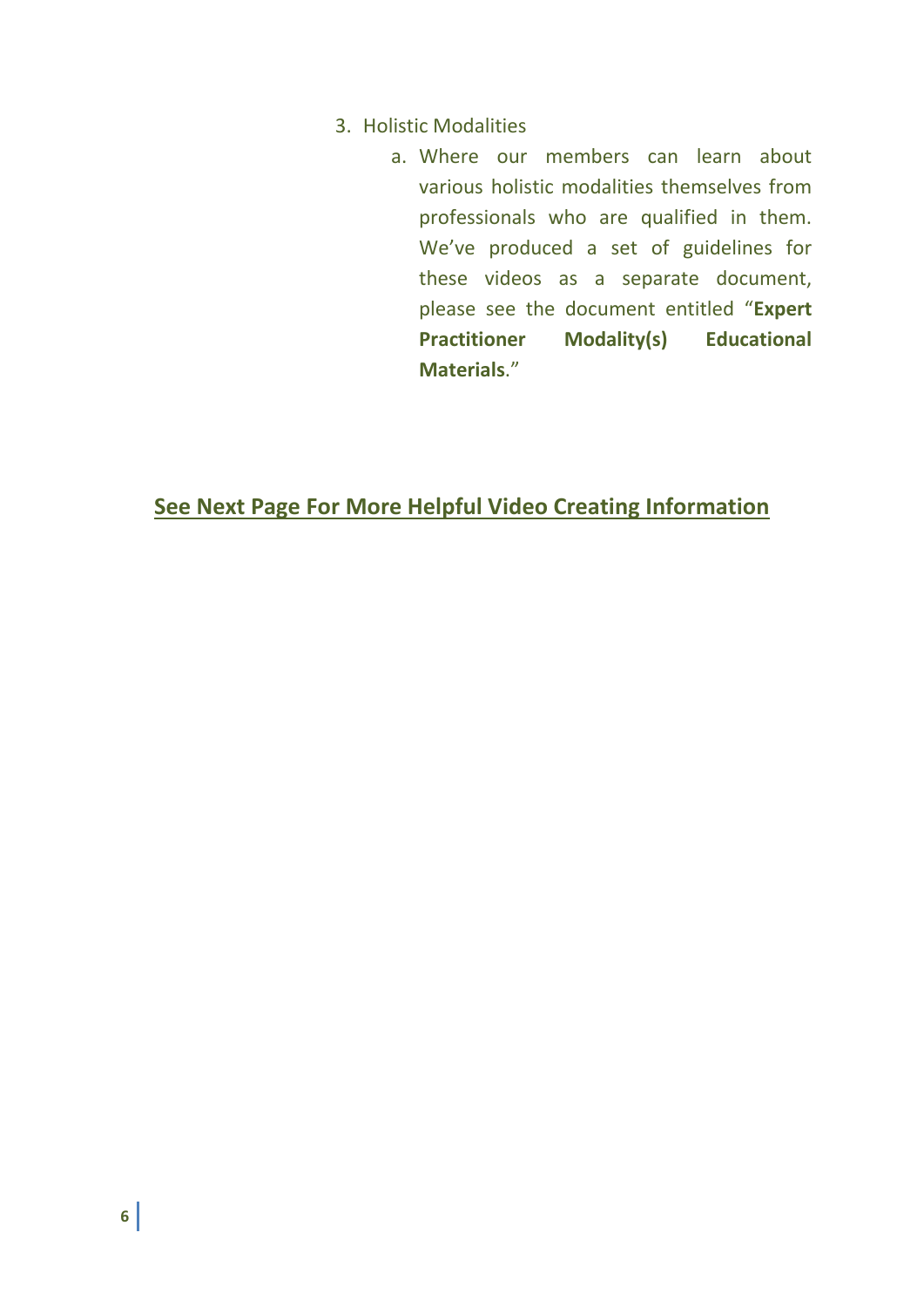3. Holistic Modalities
    a. Where our members can learn about various holistic modalities themselves from professionals who are qualified in them. We've produced a set of guidelines for these videos as a separate document, please see the document entitled "**Expert Practitioner Modality(s) Educational Materials**."

**<u>See Next Page For More Helpful Video Creating Information</u>**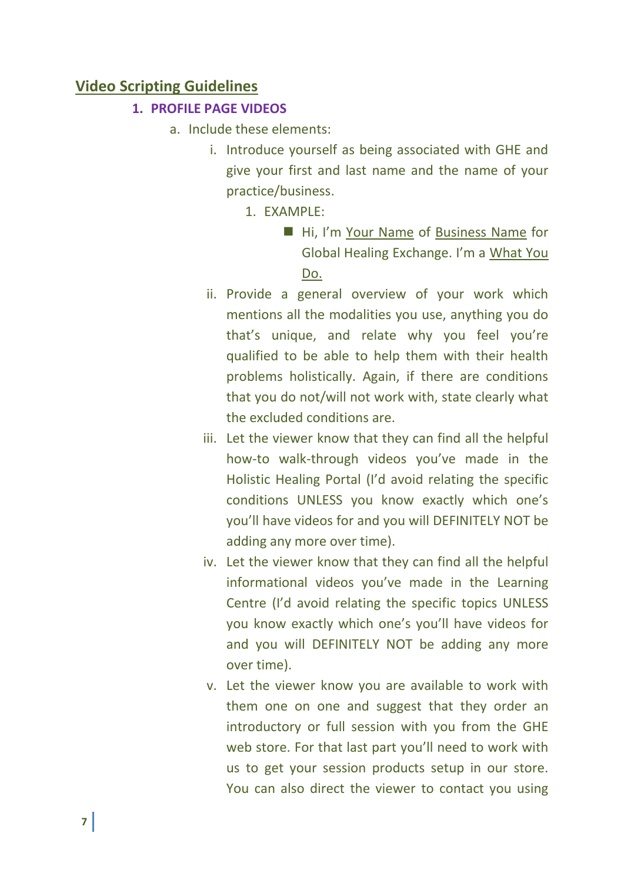## Video Scripting Guidelines

1. **PROFILE PAGE VIDEOS**
   a. Include these elements:
      i. Introduce yourself as being associated with GHE and give your first and last name and the name of your practice/business.
         1. EXAMPLE:
            - Hi, I'm <u>Your Name</u> of <u>Business Name</u> for Global Healing Exchange. I'm a <u>What You Do.</u>
      ii. Provide a general overview of your work which mentions all the modalities you use, anything you do that's unique, and relate why you feel you're qualified to be able to help them with their health problems holistically. Again, if there are conditions that you do not/will not work with, state clearly what the excluded conditions are.
      iii. Let the viewer know that they can find all the helpful how-to walk-through videos you've made in the Holistic Healing Portal (I'd avoid relating the specific conditions UNLESS you know exactly which one's you'll have videos for and you will DEFINITELY NOT be adding any more over time).
      iv. Let the viewer know that they can find all the helpful informational videos you've made in the Learning Centre (I'd avoid relating the specific topics UNLESS you know exactly which one's you'll have videos for and you will DEFINITELY NOT be adding any more over time).
      v. Let the viewer know you are available to work with them one on one and suggest that they order an introductory or full session with you from the GHE web store. For that last part you'll need to work with us to get your session products setup in our store. You can also direct the viewer to contact you using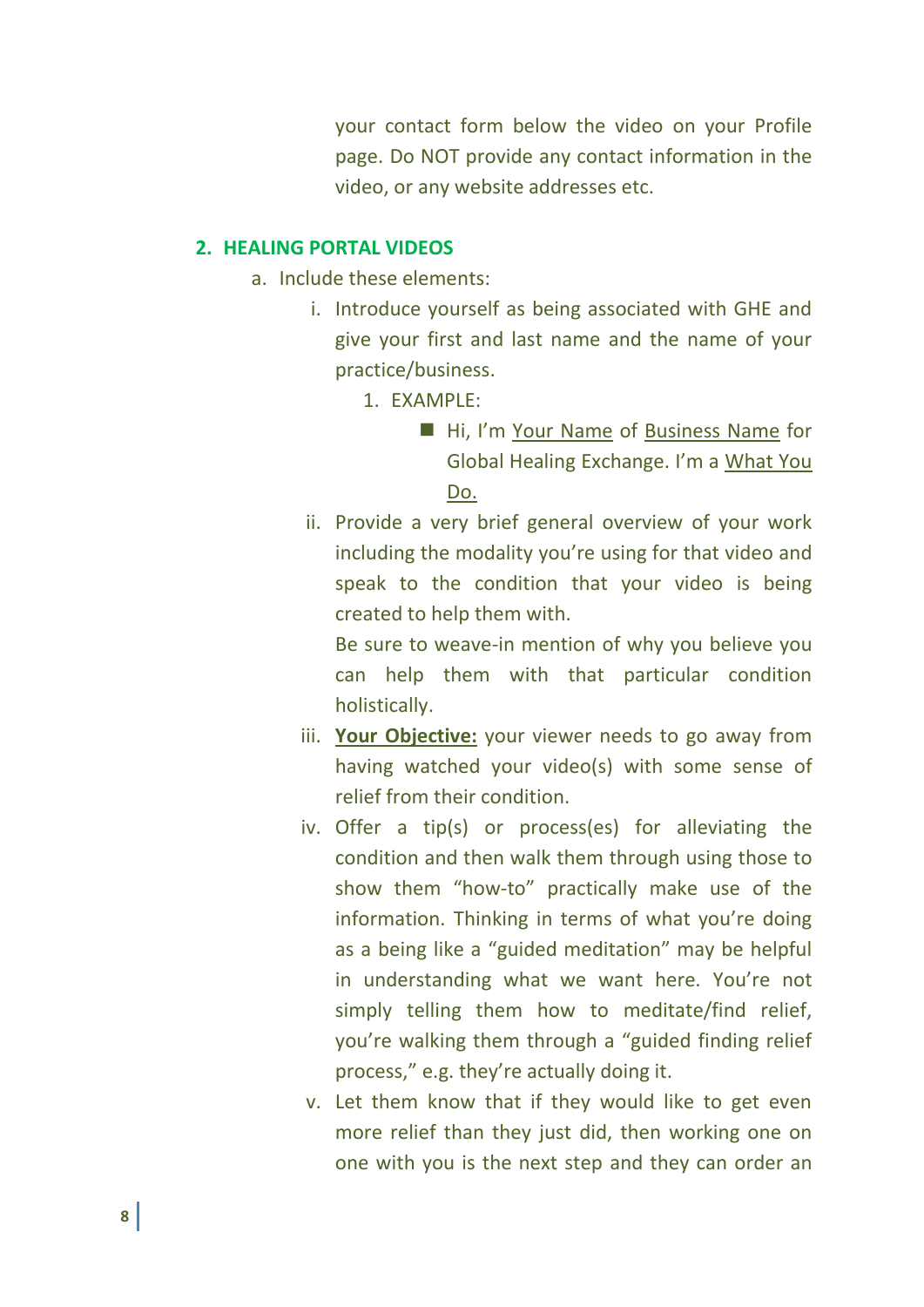your contact form below the video on your Profile page. Do NOT provide any contact information in the video, or any website addresses etc.

## 2. HEALING PORTAL VIDEOS

a. Include these elements:

   i. Introduce yourself as being associated with GHE and give your first and last name and the name of your practice/business.

      1. EXAMPLE:

         - Hi, I'm <u>Your Name</u> of <u>Business Name</u> for Global Healing Exchange. I'm a <u>What You Do.</u>

   ii. Provide a very brief general overview of your work including the modality you're using for that video and speak to the condition that your video is being created to help them with.
   Be sure to weave-in mention of why you believe you can help them with that particular condition holistically.

   iii. **<u>Your Objective:</u>** your viewer needs to go away from having watched your video(s) with some sense of relief from their condition.

   iv. Offer a tip(s) or process(es) for alleviating the condition and then walk them through using those to show them "how-to" practically make use of the information. Thinking in terms of what you're doing as a being like a "guided meditation" may be helpful in understanding what we want here. You're not simply telling them how to meditate/find relief, you're walking them through a "guided finding relief process," e.g. they're actually doing it.

   v. Let them know that if they would like to get even more relief than they just did, then working one on one with you is the next step and they can order an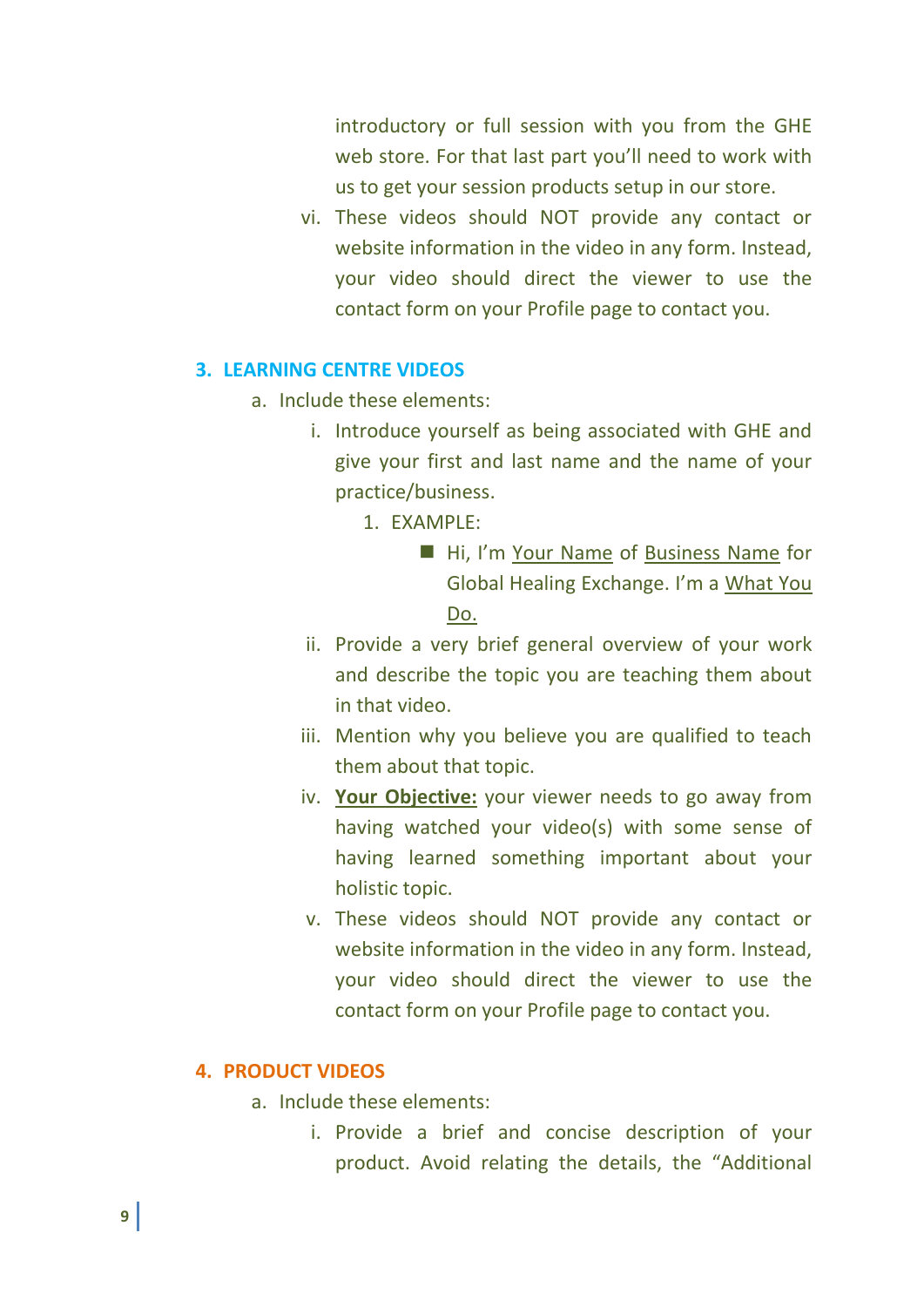introductory or full session with you from the GHE web store. For that last part you'll need to work with us to get your session products setup in our store.

vi. These videos should NOT provide any contact or website information in the video in any form. Instead, your video should direct the viewer to use the contact form on your Profile page to contact you.

## 3. LEARNING CENTRE VIDEOS

a. Include these elements:

   i. Introduce yourself as being associated with GHE and give your first and last name and the name of your practice/business.

      1. EXAMPLE:

         - Hi, I'm <u>Your Name</u> of <u>Business Name</u> for Global Healing Exchange. I'm a <u>What You Do.</u>

   ii. Provide a very brief general overview of your work and describe the topic you are teaching them about in that video.

   iii. Mention why you believe you are qualified to teach them about that topic.

   iv. <u>**Your Objective:**</u> your viewer needs to go away from having watched your video(s) with some sense of having learned something important about your holistic topic.

   v. These videos should NOT provide any contact or website information in the video in any form. Instead, your video should direct the viewer to use the contact form on your Profile page to contact you.

## 4. PRODUCT VIDEOS

a. Include these elements:

   i. Provide a brief and concise description of your product. Avoid relating the details, the "Additional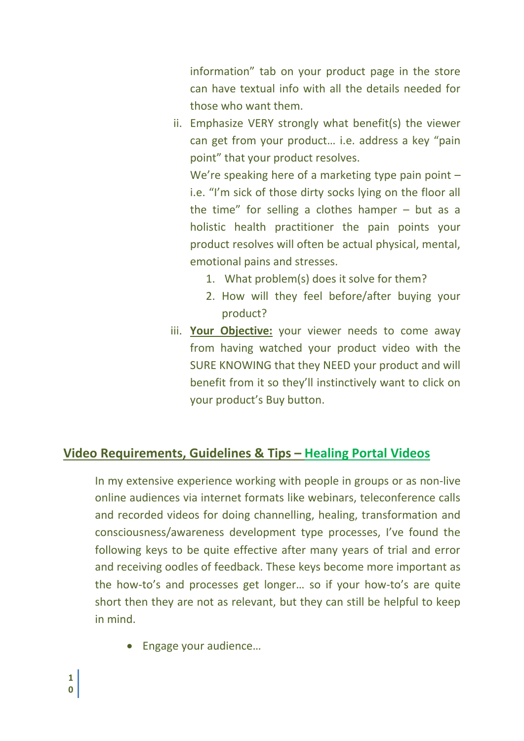information" tab on your product page in the store can have textual info with all the details needed for those who want them.

ii. Emphasize VERY strongly what benefit(s) the viewer can get from your product… i.e. address a key "pain point" that your product resolves.

    We're speaking here of a marketing type pain point – i.e. "I'm sick of those dirty socks lying on the floor all the time" for selling a clothes hamper – but as a holistic health practitioner the pain points your product resolves will often be actual physical, mental, emotional pains and stresses.

    1. What problem(s) does it solve for them?
    2. How will they feel before/after buying your product?

iii. **Your Objective:** your viewer needs to come away from having watched your product video with the SURE KNOWING that they NEED your product and will benefit from it so they'll instinctively want to click on your product's Buy button.

## Video Requirements, Guidelines & Tips – Healing Portal Videos

In my extensive experience working with people in groups or as non-live online audiences via internet formats like webinars, teleconference calls and recorded videos for doing channelling, healing, transformation and consciousness/awareness development type processes, I've found the following keys to be quite effective after many years of trial and error and receiving oodles of feedback. These keys become more important as the how-to's and processes get longer… so if your how-to's are quite short then they are not as relevant, but they can still be helpful to keep in mind.

- Engage your audience…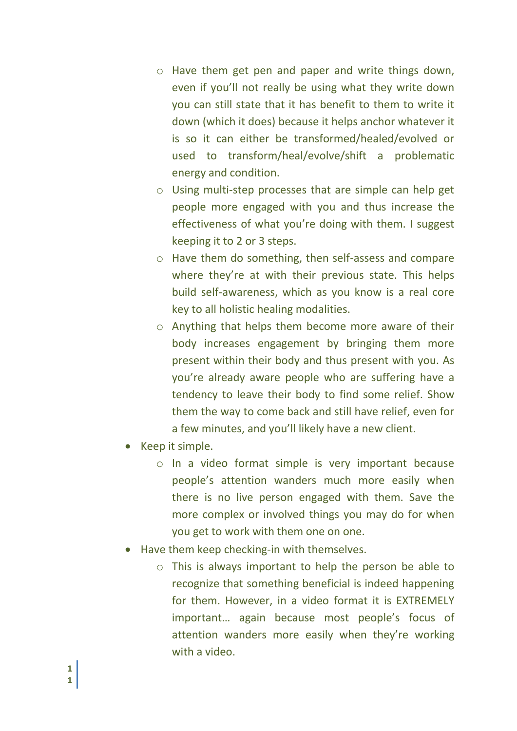- Have them get pen and paper and write things down, even if you'll not really be using what they write down you can still state that it has benefit to them to write it down (which it does) because it helps anchor whatever it is so it can either be transformed/healed/evolved or used to transform/heal/evolve/shift a problematic energy and condition.
    - Using multi-step processes that are simple can help get people more engaged with you and thus increase the effectiveness of what you're doing with them. I suggest keeping it to 2 or 3 steps.
    - Have them do something, then self-assess and compare where they're at with their previous state. This helps build self-awareness, which as you know is a real core key to all holistic healing modalities.
    - Anything that helps them become more aware of their body increases engagement by bringing them more present within their body and thus present with you. As you're already aware people who are suffering have a tendency to leave their body to find some relief. Show them the way to come back and still have relief, even for a few minutes, and you'll likely have a new client.
- Keep it simple.
    - In a video format simple is very important because people's attention wanders much more easily when there is no live person engaged with them. Save the more complex or involved things you may do for when you get to work with them one on one.
- Have them keep checking-in with themselves.
    - This is always important to help the person be able to recognize that something beneficial is indeed happening for them. However, in a video format it is EXTREMELY important… again because most people's focus of attention wanders more easily when they're working with a video.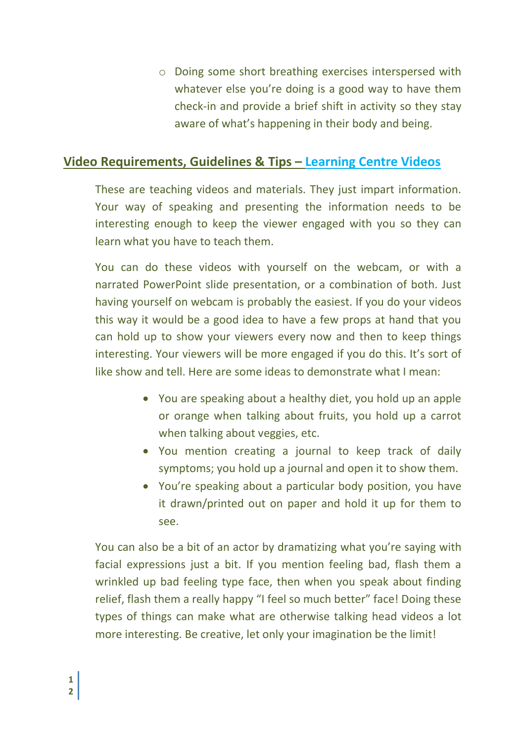- Doing some short breathing exercises interspersed with whatever else you're doing is a good way to have them check-in and provide a brief shift in activity so they stay aware of what's happening in their body and being.

## Video Requirements, Guidelines & Tips – Learning Centre Videos

These are teaching videos and materials. They just impart information. Your way of speaking and presenting the information needs to be interesting enough to keep the viewer engaged with you so they can learn what you have to teach them.

You can do these videos with yourself on the webcam, or with a narrated PowerPoint slide presentation, or a combination of both. Just having yourself on webcam is probably the easiest. If you do your videos this way it would be a good idea to have a few props at hand that you can hold up to show your viewers every now and then to keep things interesting. Your viewers will be more engaged if you do this. It's sort of like show and tell. Here are some ideas to demonstrate what I mean:

- You are speaking about a healthy diet, you hold up an apple or orange when talking about fruits, you hold up a carrot when talking about veggies, etc.
- You mention creating a journal to keep track of daily symptoms; you hold up a journal and open it to show them.
- You're speaking about a particular body position, you have it drawn/printed out on paper and hold it up for them to see.

You can also be a bit of an actor by dramatizing what you're saying with facial expressions just a bit. If you mention feeling bad, flash them a wrinkled up bad feeling type face, then when you speak about finding relief, flash them a really happy "I feel so much better" face! Doing these types of things can make what are otherwise talking head videos a lot more interesting. Be creative, let only your imagination be the limit!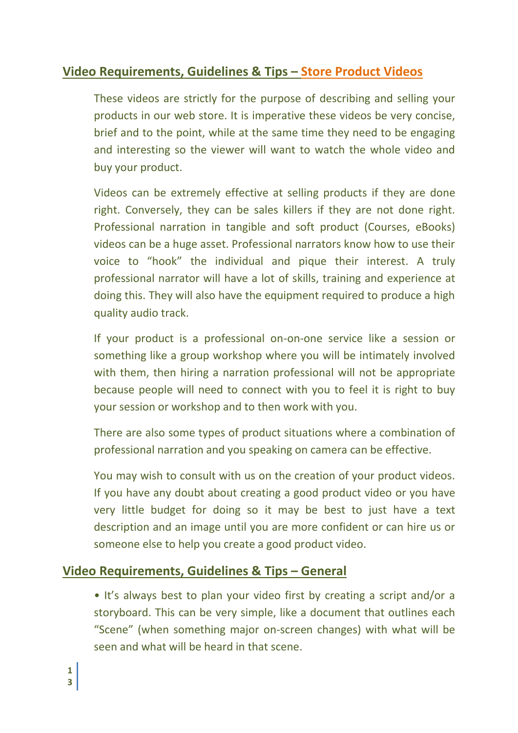## Video Requirements, Guidelines & Tips – Store Product Videos

These videos are strictly for the purpose of describing and selling your products in our web store. It is imperative these videos be very concise, brief and to the point, while at the same time they need to be engaging and interesting so the viewer will want to watch the whole video and buy your product.

Videos can be extremely effective at selling products if they are done right. Conversely, they can be sales killers if they are not done right. Professional narration in tangible and soft product (Courses, eBooks) videos can be a huge asset. Professional narrators know how to use their voice to "hook" the individual and pique their interest. A truly professional narrator will have a lot of skills, training and experience at doing this. They will also have the equipment required to produce a high quality audio track.

If your product is a professional on-on-one service like a session or something like a group workshop where you will be intimately involved with them, then hiring a narration professional will not be appropriate because people will need to connect with you to feel it is right to buy your session or workshop and to then work with you.

There are also some types of product situations where a combination of professional narration and you speaking on camera can be effective.

You may wish to consult with us on the creation of your product videos. If you have any doubt about creating a good product video or you have very little budget for doing so it may be best to just have a text description and an image until you are more confident or can hire us or someone else to help you create a good product video.

## Video Requirements, Guidelines & Tips – General

• It's always best to plan your video first by creating a script and/or a storyboard. This can be very simple, like a document that outlines each "Scene" (when something major on-screen changes) with what will be seen and what will be heard in that scene.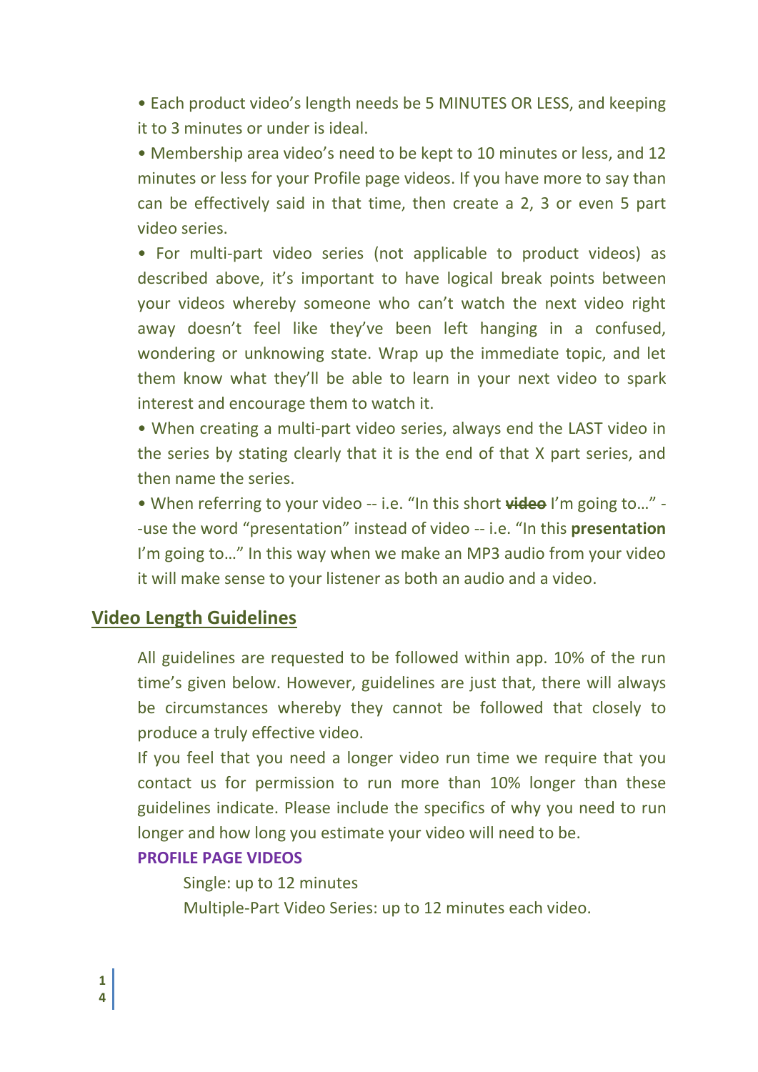- Each product video's length needs be 5 MINUTES OR LESS, and keeping it to 3 minutes or under is ideal.
- Membership area video's need to be kept to 10 minutes or less, and 12 minutes or less for your Profile page videos. If you have more to say than can be effectively said in that time, then create a 2, 3 or even 5 part video series.
- For multi-part video series (not applicable to product videos) as described above, it's important to have logical break points between your videos whereby someone who can't watch the next video right away doesn't feel like they've been left hanging in a confused, wondering or unknowing state. Wrap up the immediate topic, and let them know what they'll be able to learn in your next video to spark interest and encourage them to watch it.
- When creating a multi-part video series, always end the LAST video in the series by stating clearly that it is the end of that X part series, and then name the series.
- When referring to your video -- i.e. "In this short ~~**video**~~ I'm going to…" --use the word "presentation" instead of video -- i.e. "In this **presentation** I'm going to…" In this way when we make an MP3 audio from your video it will make sense to your listener as both an audio and a video.

## Video Length Guidelines

All guidelines are requested to be followed within app. 10% of the run time's given below. However, guidelines are just that, there will always be circumstances whereby they cannot be followed that closely to produce a truly effective video.

If you feel that you need a longer video run time we require that you contact us for permission to run more than 10% longer than these guidelines indicate. Please include the specifics of why you need to run longer and how long you estimate your video will need to be.

**PROFILE PAGE VIDEOS**

Single: up to 12 minutes

Multiple-Part Video Series: up to 12 minutes each video.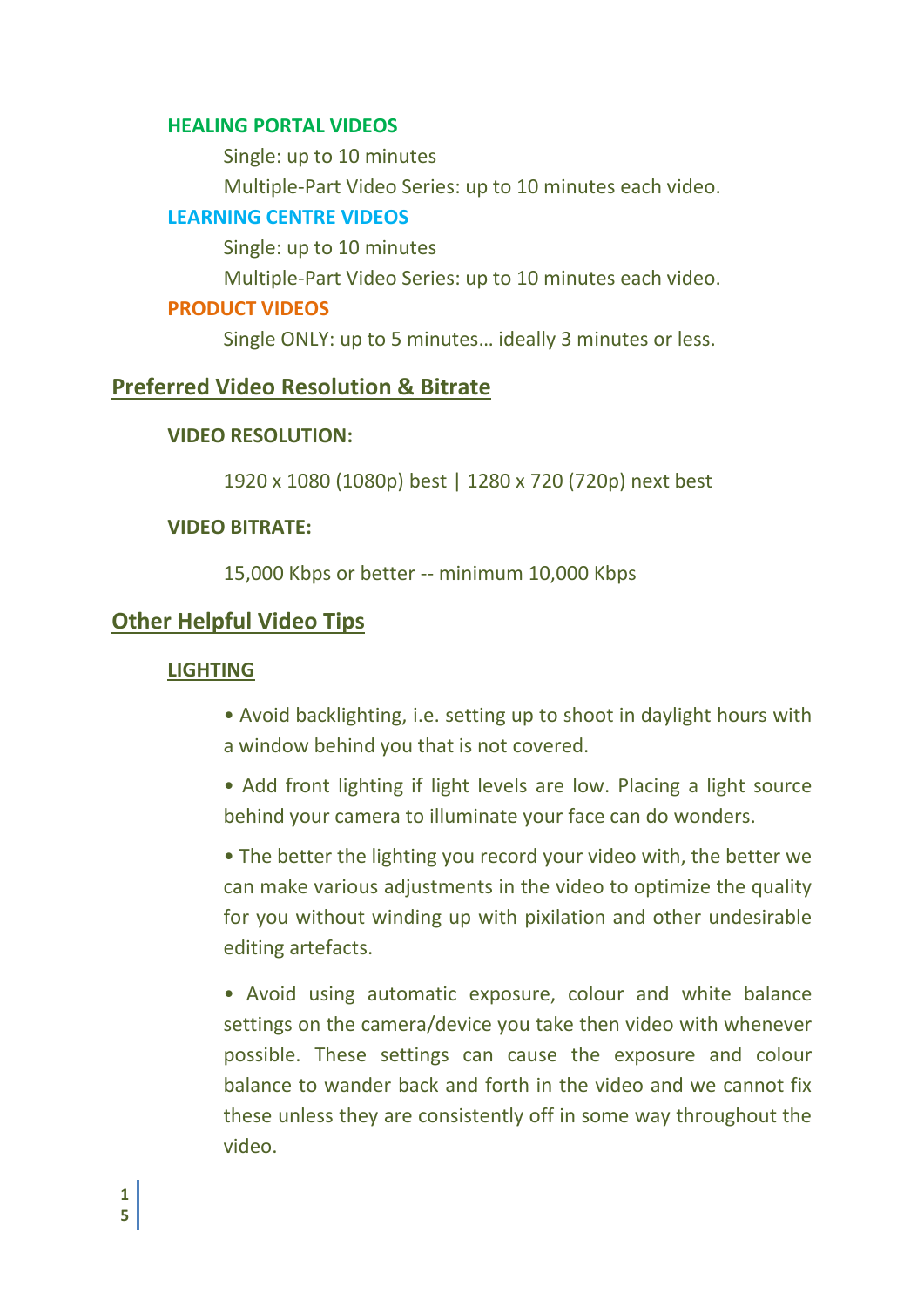**HEALING PORTAL VIDEOS**

Single: up to 10 minutes

Multiple-Part Video Series: up to 10 minutes each video.

**LEARNING CENTRE VIDEOS**

Single: up to 10 minutes

Multiple-Part Video Series: up to 10 minutes each video.

**PRODUCT VIDEOS**

Single ONLY: up to 5 minutes… ideally 3 minutes or less.

## Preferred Video Resolution & Bitrate

**VIDEO RESOLUTION:**

1920 x 1080 (1080p) best | 1280 x 720 (720p) next best

**VIDEO BITRATE:**

15,000 Kbps or better -- minimum 10,000 Kbps

## Other Helpful Video Tips

### LIGHTING

• Avoid backlighting, i.e. setting up to shoot in daylight hours with a window behind you that is not covered.

• Add front lighting if light levels are low. Placing a light source behind your camera to illuminate your face can do wonders.

• The better the lighting you record your video with, the better we can make various adjustments in the video to optimize the quality for you without winding up with pixilation and other undesirable editing artefacts.

• Avoid using automatic exposure, colour and white balance settings on the camera/device you take then video with whenever possible. These settings can cause the exposure and colour balance to wander back and forth in the video and we cannot fix these unless they are consistently off in some way throughout the video.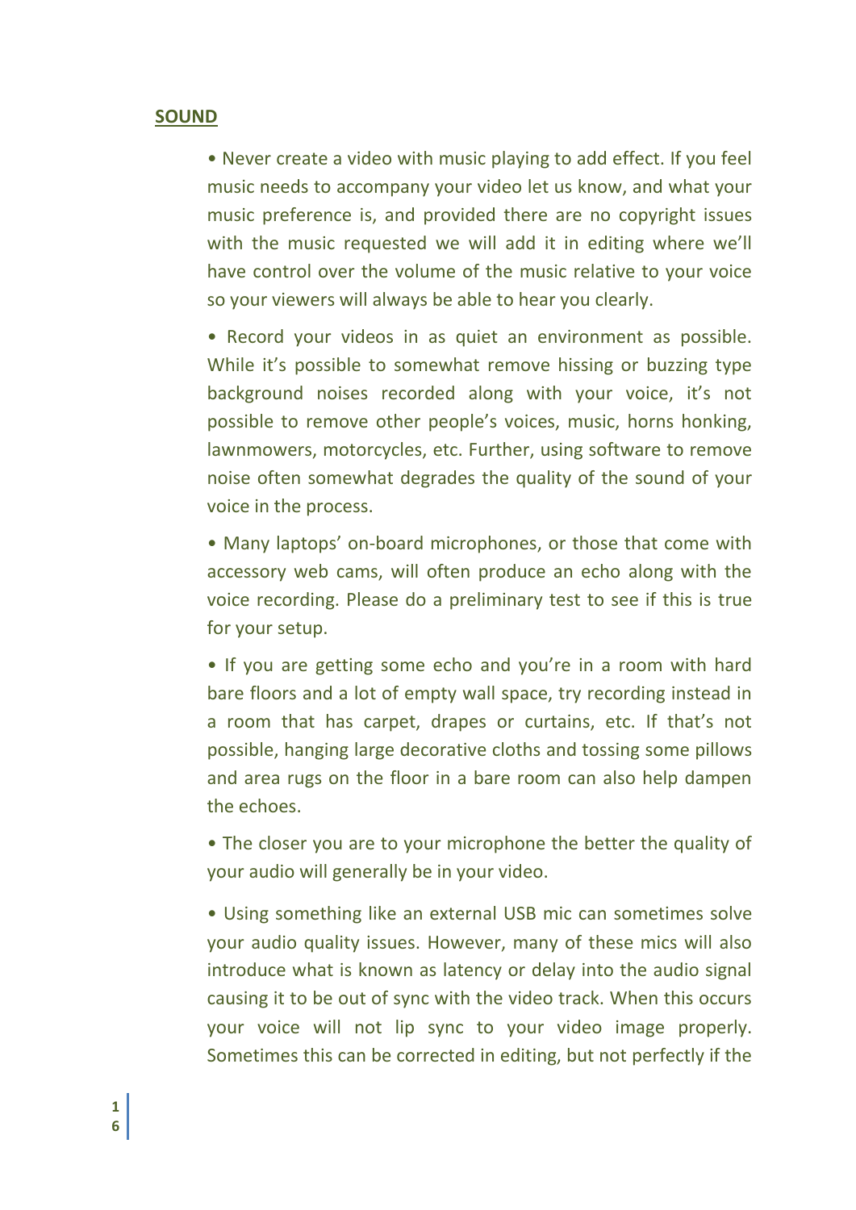**SOUND**

- Never create a video with music playing to add effect. If you feel music needs to accompany your video let us know, and what your music preference is, and provided there are no copyright issues with the music requested we will add it in editing where we'll have control over the volume of the music relative to your voice so your viewers will always be able to hear you clearly.

- Record your videos in as quiet an environment as possible. While it's possible to somewhat remove hissing or buzzing type background noises recorded along with your voice, it's not possible to remove other people's voices, music, horns honking, lawnmowers, motorcycles, etc. Further, using software to remove noise often somewhat degrades the quality of the sound of your voice in the process.

- Many laptops' on-board microphones, or those that come with accessory web cams, will often produce an echo along with the voice recording. Please do a preliminary test to see if this is true for your setup.

- If you are getting some echo and you're in a room with hard bare floors and a lot of empty wall space, try recording instead in a room that has carpet, drapes or curtains, etc. If that's not possible, hanging large decorative cloths and tossing some pillows and area rugs on the floor in a bare room can also help dampen the echoes.

- The closer you are to your microphone the better the quality of your audio will generally be in your video.

- Using something like an external USB mic can sometimes solve your audio quality issues. However, many of these mics will also introduce what is known as latency or delay into the audio signal causing it to be out of sync with the video track. When this occurs your voice will not lip sync to your video image properly. Sometimes this can be corrected in editing, but not perfectly if the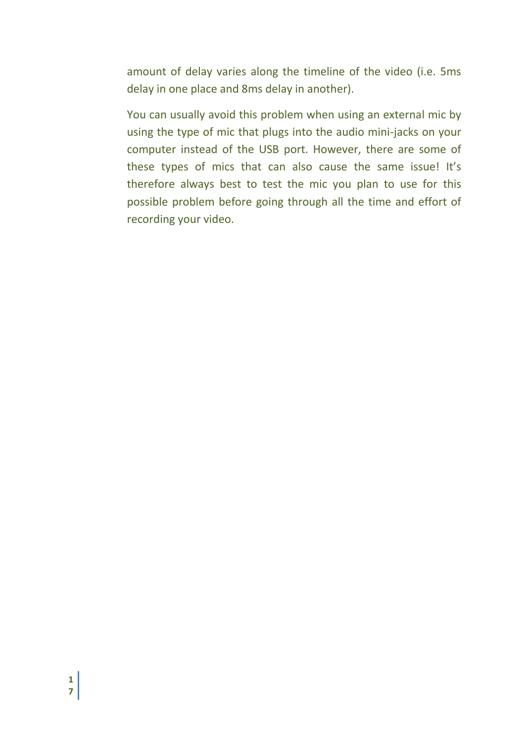amount of delay varies along the timeline of the video (i.e. 5ms delay in one place and 8ms delay in another).

You can usually avoid this problem when using an external mic by using the type of mic that plugs into the audio mini-jacks on your computer instead of the USB port. However, there are some of these types of mics that can also cause the same issue! It's therefore always best to test the mic you plan to use for this possible problem before going through all the time and effort of recording your video.